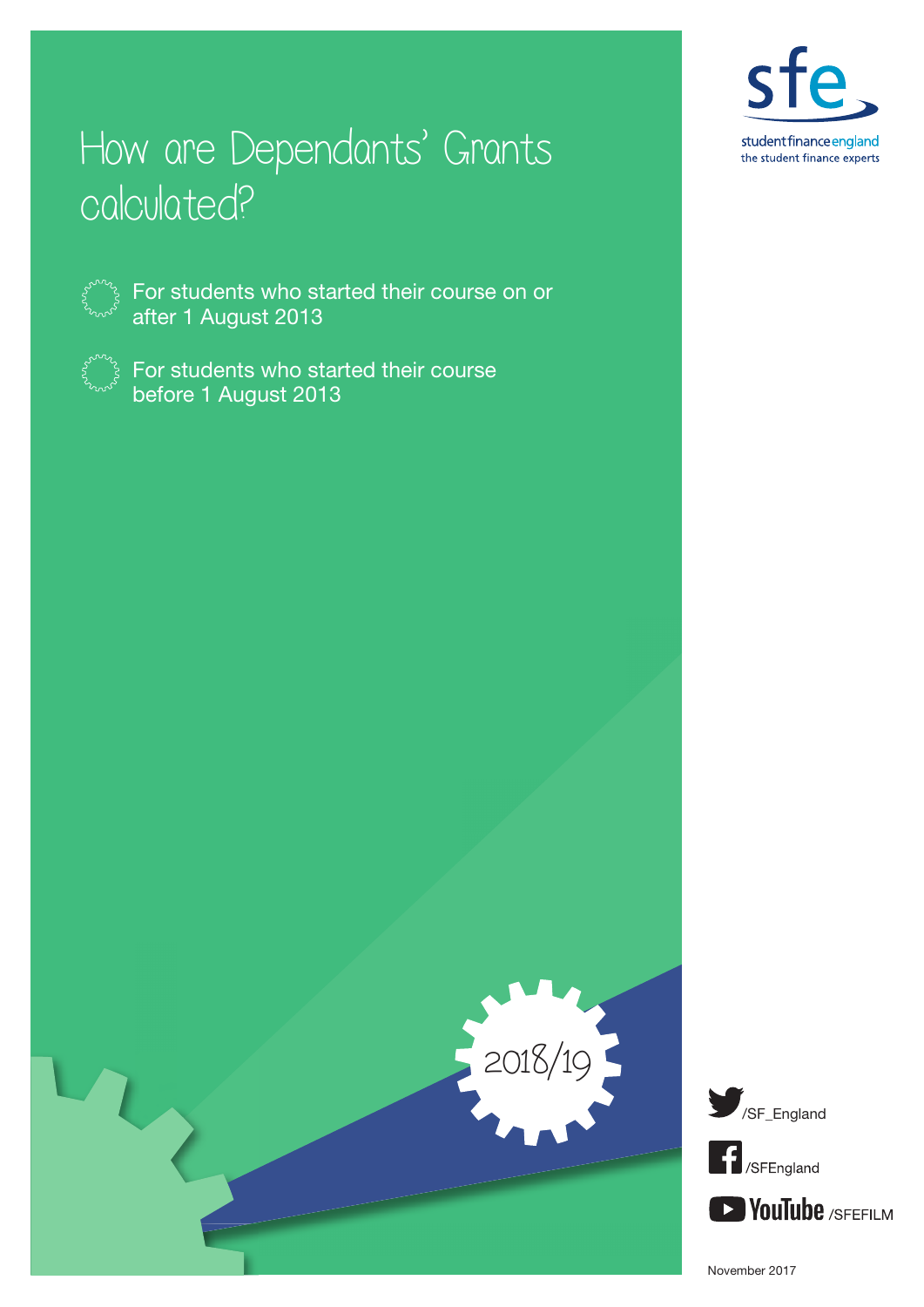# How are Dependants' Grants calculated?

- For students who started their course on or after 1 August 2013
- For students who started their course before 1 August 2013

2018/19

student finance england
the student finance experts

/SF_England

/SFEngland

YouTube /SFEFILM

November 2017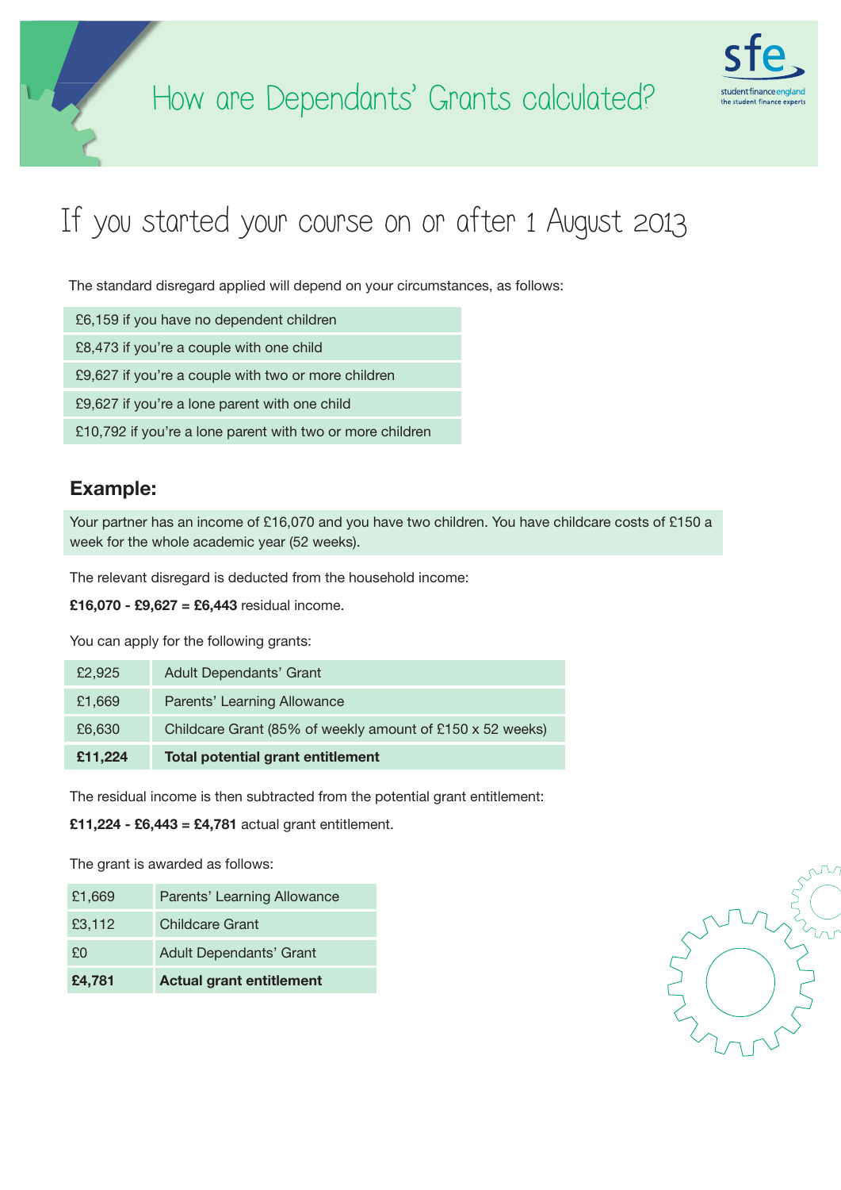# How are Dependants' Grants calculated?

## If you started your course on or after 1 August 2013

The standard disregard applied will depend on your circumstances, as follows:

- £6,159 if you have no dependent children
- £8,473 if you're a couple with one child
- £9,627 if you're a couple with two or more children
- £9,627 if you're a lone parent with one child
- £10,792 if you're a lone parent with two or more children

### Example:

Your partner has an income of £16,070 and you have two children. You have childcare costs of £150 a week for the whole academic year (52 weeks).

The relevant disregard is deducted from the household income:

**£16,070 - £9,627 = £6,443** residual income.

You can apply for the following grants:

| | |
|---|---|
| £2,925 | Adult Dependants' Grant |
| £1,669 | Parents' Learning Allowance |
| £6,630 | Childcare Grant (85% of weekly amount of £150 x 52 weeks) |
| **£11,224** | **Total potential grant entitlement** |

The residual income is then subtracted from the potential grant entitlement:

**£11,224 - £6,443 = £4,781** actual grant entitlement.

The grant is awarded as follows:

| | |
|---|---|
| £1,669 | Parents' Learning Allowance |
| £3,112 | Childcare Grant |
| £0 | Adult Dependants' Grant |
| **£4,781** | **Actual grant entitlement** |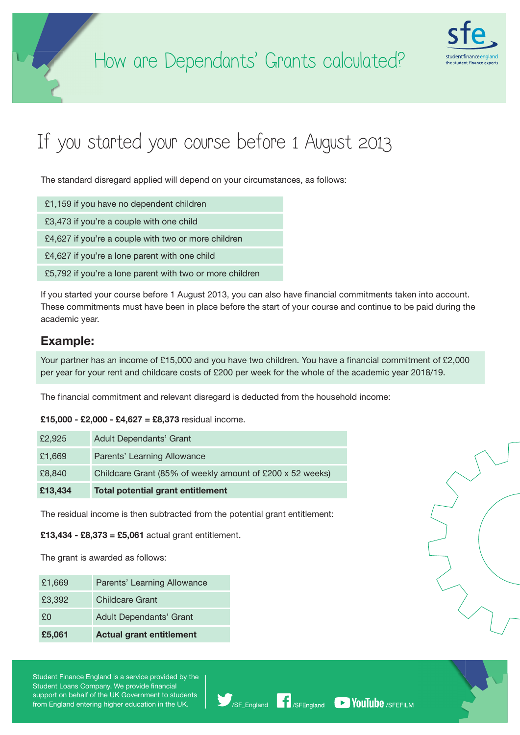# How are Dependants' Grants calculated?

## If you started your course before 1 August 2013

The standard disregard applied will depend on your circumstances, as follows:

- £1,159 if you have no dependent children
- £3,473 if you're a couple with one child
- £4,627 if you're a couple with two or more children
- £4,627 if you're a lone parent with one child
- £5,792 if you're a lone parent with two or more children

If you started your course before 1 August 2013, you can also have financial commitments taken into account. These commitments must have been in place before the start of your course and continue to be paid during the academic year.

### Example:

Your partner has an income of £15,000 and you have two children. You have a financial commitment of £2,000 per year for your rent and childcare costs of £200 per week for the whole of the academic year 2018/19.

The financial commitment and relevant disregard is deducted from the household income:

**£15,000 - £2,000 - £4,627 = £8,373** residual income.

| | |
|---|---|
| £2,925 | Adult Dependants' Grant |
| £1,669 | Parents' Learning Allowance |
| £8,840 | Childcare Grant (85% of weekly amount of £200 x 52 weeks) |
| **£13,434** | **Total potential grant entitlement** |

The residual income is then subtracted from the potential grant entitlement:

**£13,434 - £8,373 = £5,061** actual grant entitlement.

The grant is awarded as follows:

| | |
|---|---|
| £1,669 | Parents' Learning Allowance |
| £3,392 | Childcare Grant |
| £0 | Adult Dependants' Grant |
| **£5,061** | **Actual grant entitlement** |

Student Finance England is a service provided by the Student Loans Company. We provide financial support on behalf of the UK Government to students from England entering higher education in the UK.

/SF_England /SFEngland YouTube /SFEFILM